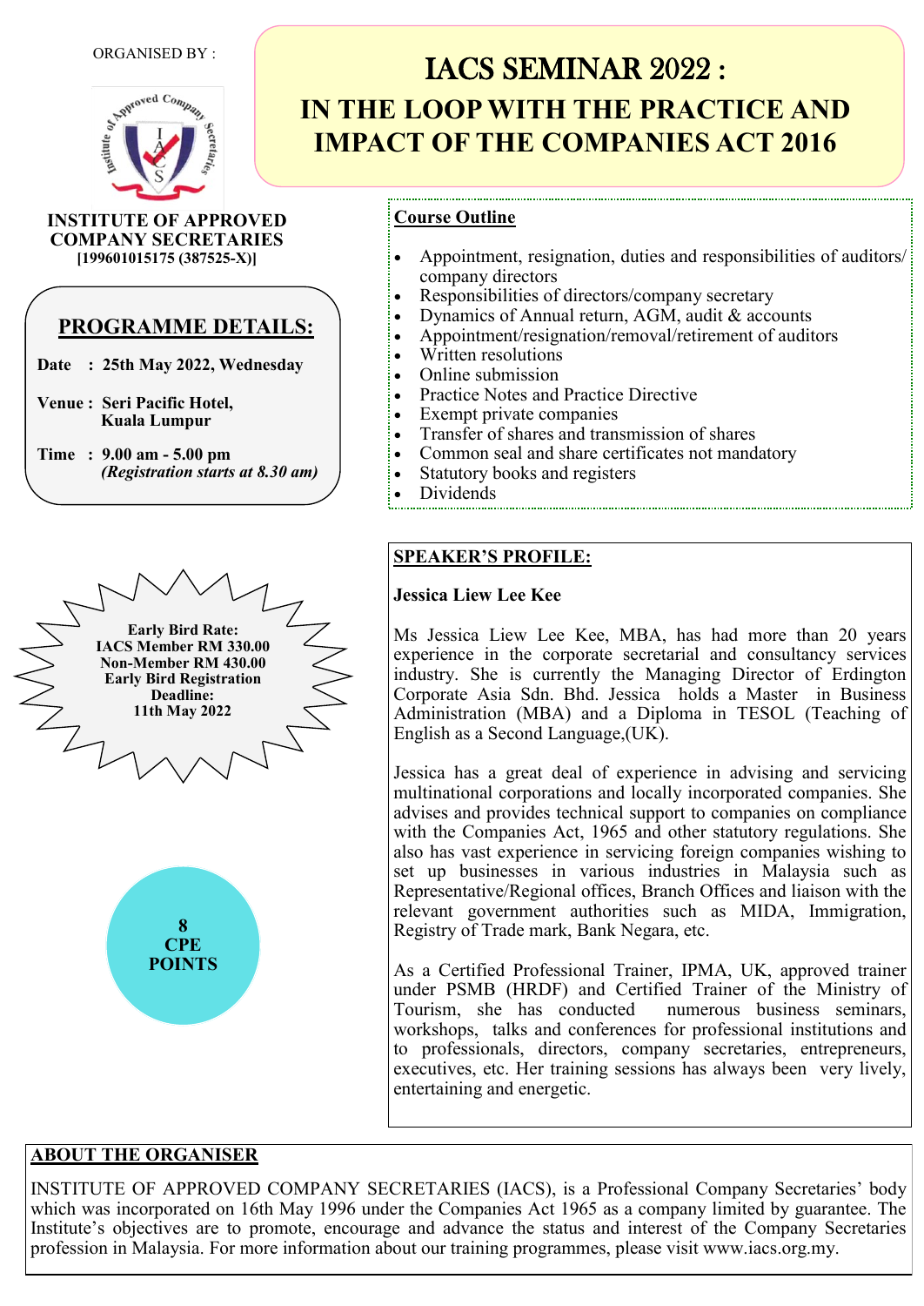ORGANISED BY :

**INSTITUTE OF APPROVED COMPANY SECRETARIES**
**[199601015175 (387525-X)]**

# IACS SEMINAR 2022 :
# IN THE LOOP WITH THE PRACTICE AND IMPACT OF THE COMPANIES ACT 2016

## PROGRAMME DETAILS:

**Date : 25th May 2022, Wednesday**

**Venue : Seri Pacific Hotel, Kuala Lumpur**

**Time : 9.00 am - 5.00 pm**
***(Registration starts at 8.30 am)***

**Early Bird Rate:**
**IACS Member RM 330.00**
**Non-Member RM 430.00**
**Early Bird Registration Deadline:**
**11th May 2022**

**8 CPE POINTS**

## Course Outline

- Appointment, resignation, duties and responsibilities of auditors/ company directors
- Responsibilities of directors/company secretary
- Dynamics of Annual return, AGM, audit & accounts
- Appointment/resignation/removal/retirement of auditors
- Written resolutions
- Online submission
- Practice Notes and Practice Directive
- Exempt private companies
- Transfer of shares and transmission of shares
- Common seal and share certificates not mandatory
- Statutory books and registers
- Dividends

## SPEAKER'S PROFILE:

**Jessica Liew Lee Kee**

Ms Jessica Liew Lee Kee, MBA, has had more than 20 years experience in the corporate secretarial and consultancy services industry. She is currently the Managing Director of Erdington Corporate Asia Sdn. Bhd. Jessica holds a Master in Business Administration (MBA) and a Diploma in TESOL (Teaching of English as a Second Language,(UK).

Jessica has a great deal of experience in advising and servicing multinational corporations and locally incorporated companies. She advises and provides technical support to companies on compliance with the Companies Act, 1965 and other statutory regulations. She also has vast experience in servicing foreign companies wishing to set up businesses in various industries in Malaysia such as Representative/Regional offices, Branch Offices and liaison with the relevant government authorities such as MIDA, Immigration, Registry of Trade mark, Bank Negara, etc.

As a Certified Professional Trainer, IPMA, UK, approved trainer under PSMB (HRDF) and Certified Trainer of the Ministry of Tourism, she has conducted numerous business seminars, workshops, talks and conferences for professional institutions and to professionals, directors, company secretaries, entrepreneurs, executives, etc. Her training sessions has always been very lively, entertaining and energetic.

## ABOUT THE ORGANISER

INSTITUTE OF APPROVED COMPANY SECRETARIES (IACS), is a Professional Company Secretaries' body which was incorporated on 16th May 1996 under the Companies Act 1965 as a company limited by guarantee. The Institute's objectives are to promote, encourage and advance the status and interest of the Company Secretaries profession in Malaysia. For more information about our training programmes, please visit www.iacs.org.my.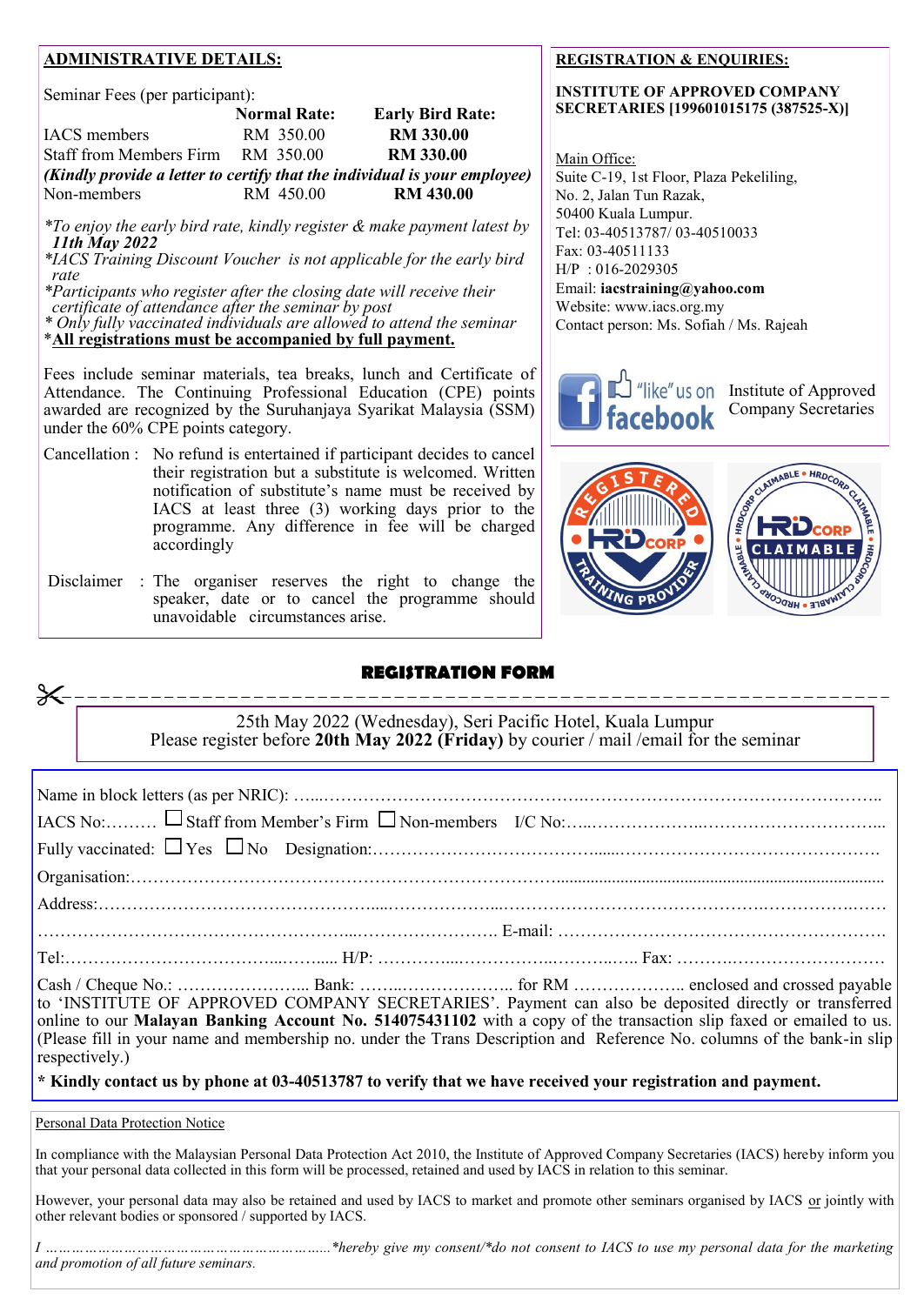## ADMINISTRATIVE DETAILS:

Seminar Fees (per participant):

| | Normal Rate: | Early Bird Rate: |
|---|---|---|
| IACS members | RM 350.00 | **RM 330.00** |
| Staff from Members Firm | RM 350.00 | **RM 330.00** |
| ***(Kindly provide a letter to certify that the individual is your employee)*** | | |
| Non-members | RM 450.00 | **RM 430.00** |

*\*To enjoy the early bird rate, kindly register & make payment latest by **11th May 2022***
*\*IACS Training Discount Voucher is not applicable for the early bird rate*
*\*Participants who register after the closing date will receive their certificate of attendance after the seminar by post*
*\* Only fully vaccinated individuals are allowed to attend the seminar*
\***All registrations must be accompanied by full payment.**

Fees include seminar materials, tea breaks, lunch and Certificate of Attendance. The Continuing Professional Education (CPE) points awarded are recognized by the Suruhanjaya Syarikat Malaysia (SSM) under the 60% CPE points category.

Cancellation : No refund is entertained if participant decides to cancel their registration but a substitute is welcomed. Written notification of substitute's name must be received by IACS at least three (3) working days prior to the programme. Any difference in fee will be charged accordingly

Disclaimer : The organiser reserves the right to change the speaker, date or to cancel the programme should unavoidable circumstances arise.

## REGISTRATION & ENQUIRIES:

**INSTITUTE OF APPROVED COMPANY SECRETARIES [199601015175 (387525-X)]**

Main Office:
Suite C-19, 1st Floor, Plaza Pekeliling,
No. 2, Jalan Tun Razak,
50400 Kuala Lumpur.
Tel: 03-40513787/ 03-40510033
Fax: 03-40511133
H/P : 016-2029305
Email: **iacstraining@yahoo.com**
Website: www.iacs.org.my
Contact person: Ms. Sofiah / Ms. Rajeah

"like" us on facebook — Institute of Approved Company Secretaries

## REGISTRATION FORM

25th May 2022 (Wednesday), Seri Pacific Hotel, Kuala Lumpur
Please register before **20th May 2022 (Friday)** by courier / mail /email for the seminar

Name in block letters (as per NRIC): …………………………………………………………………………

IACS No:……… ☐ Staff from Member's Firm ☐ Non-members I/C No:……………………………………

Fully vaccinated: ☐ Yes ☐ No Designation:…………………………………………………………

Organisation:…………………………………………………………………………………………

Address:………………………………………………………………………………………………

……………………………………………………………… E-mail: ………………………………………

Tel:…………………………………… H/P: …………………………………… Fax: ……………………………

Cash / Cheque No.: ………………….. Bank: ……………………….. for RM ……………….. enclosed and crossed payable to 'INSTITUTE OF APPROVED COMPANY SECRETARIES'. Payment can also be deposited directly or transferred online to our **Malayan Banking Account No. 514075431102** with a copy of the transaction slip faxed or emailed to us. (Please fill in your name and membership no. under the Trans Description and Reference No. columns of the bank-in slip respectively.)

**\* Kindly contact us by phone at 03-40513787 to verify that we have received your registration and payment.**

Personal Data Protection Notice

In compliance with the Malaysian Personal Data Protection Act 2010, the Institute of Approved Company Secretaries (IACS) hereby inform you that your personal data collected in this form will be processed, retained and used by IACS in relation to this seminar.

However, your personal data may also be retained and used by IACS to market and promote other seminars organised by IACS or jointly with other relevant bodies or sponsored / supported by IACS.

*I ………………………………………………………… \*hereby give my consent/\*do not consent to IACS to use my personal data for the marketing and promotion of all future seminars.*